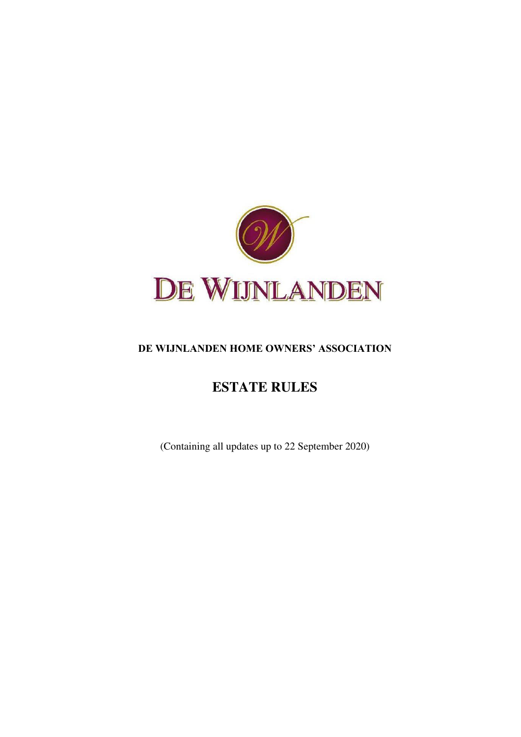# DE WIJNLANDEN

**DE WIJNLANDEN HOME OWNERS' ASSOCIATION**

## ESTATE RULES

(Containing all updates up to 22 September 2020)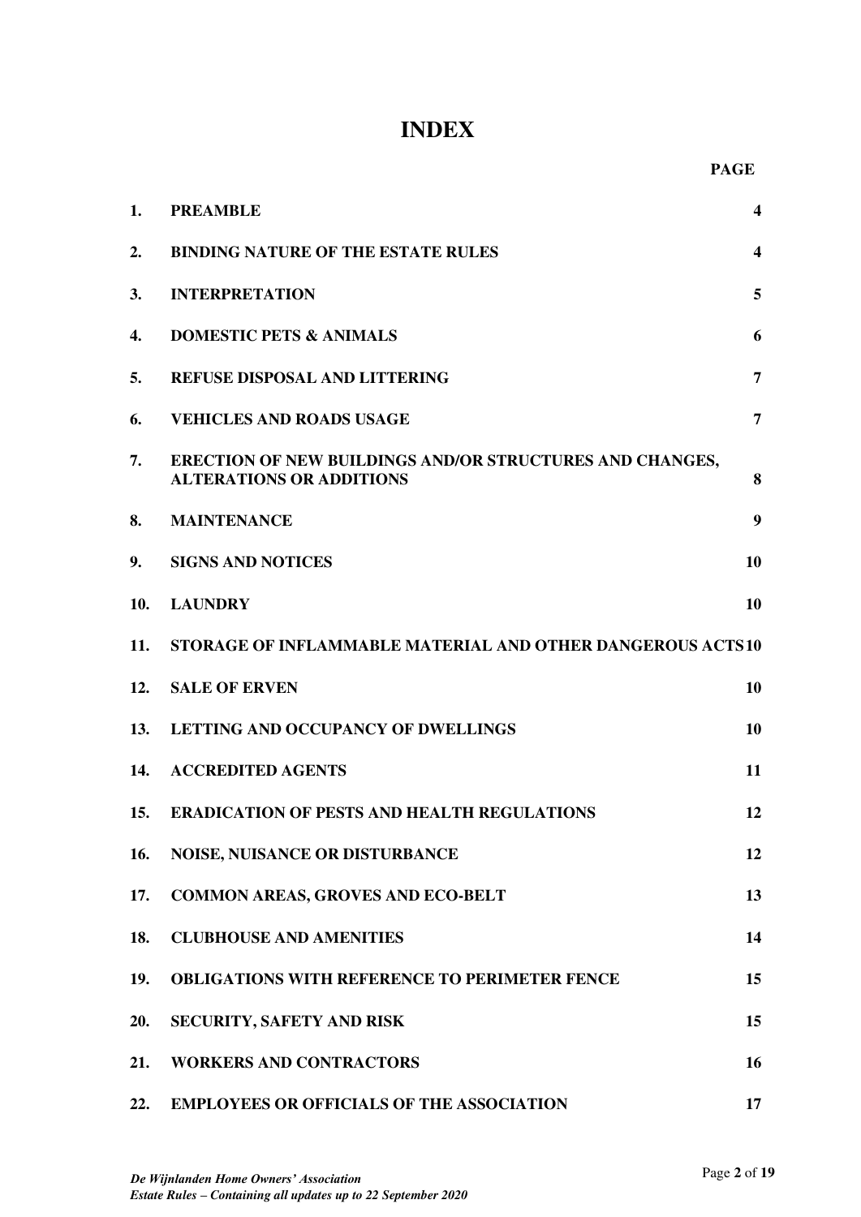# INDEX

| | | PAGE |
|---|---|---|
| **1.** | **PREAMBLE** | **4** |
| **2.** | **BINDING NATURE OF THE ESTATE RULES** | **4** |
| **3.** | **INTERPRETATION** | **5** |
| **4.** | **DOMESTIC PETS & ANIMALS** | **6** |
| **5.** | **REFUSE DISPOSAL AND LITTERING** | **7** |
| **6.** | **VEHICLES AND ROADS USAGE** | **7** |
| **7.** | **ERECTION OF NEW BUILDINGS AND/OR STRUCTURES AND CHANGES, ALTERATIONS OR ADDITIONS** | **8** |
| **8.** | **MAINTENANCE** | **9** |
| **9.** | **SIGNS AND NOTICES** | **10** |
| **10.** | **LAUNDRY** | **10** |
| **11.** | **STORAGE OF INFLAMMABLE MATERIAL AND OTHER DANGEROUS ACTS** | **10** |
| **12.** | **SALE OF ERVEN** | **10** |
| **13.** | **LETTING AND OCCUPANCY OF DWELLINGS** | **10** |
| **14.** | **ACCREDITED AGENTS** | **11** |
| **15.** | **ERADICATION OF PESTS AND HEALTH REGULATIONS** | **12** |
| **16.** | **NOISE, NUISANCE OR DISTURBANCE** | **12** |
| **17.** | **COMMON AREAS, GROVES AND ECO-BELT** | **13** |
| **18.** | **CLUBHOUSE AND AMENITIES** | **14** |
| **19.** | **OBLIGATIONS WITH REFERENCE TO PERIMETER FENCE** | **15** |
| **20.** | **SECURITY, SAFETY AND RISK** | **15** |
| **21.** | **WORKERS AND CONTRACTORS** | **16** |
| **22.** | **EMPLOYEES OR OFFICIALS OF THE ASSOCIATION** | **17** |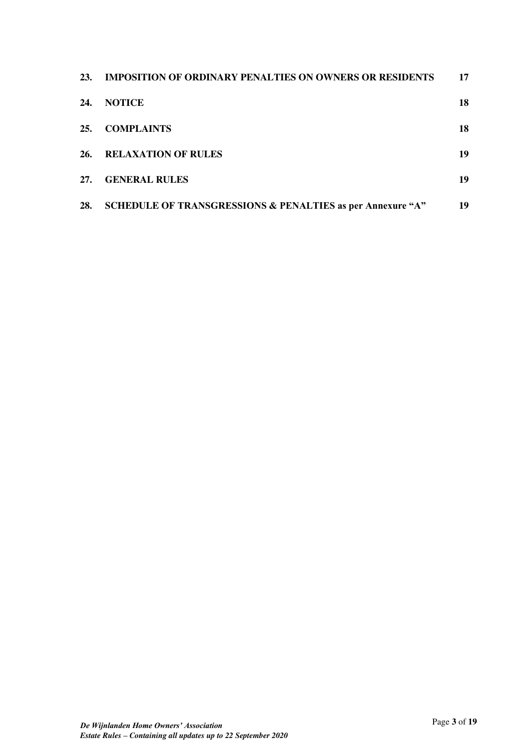| | | |
|---|---|---|
| **23.** | **IMPOSITION OF ORDINARY PENALTIES ON OWNERS OR RESIDENTS** | **17** |
| **24.** | **NOTICE** | **18** |
| **25.** | **COMPLAINTS** | **18** |
| **26.** | **RELAXATION OF RULES** | **19** |
| **27.** | **GENERAL RULES** | **19** |
| **28.** | **SCHEDULE OF TRANSGRESSIONS & PENALTIES as per Annexure "A"** | **19** |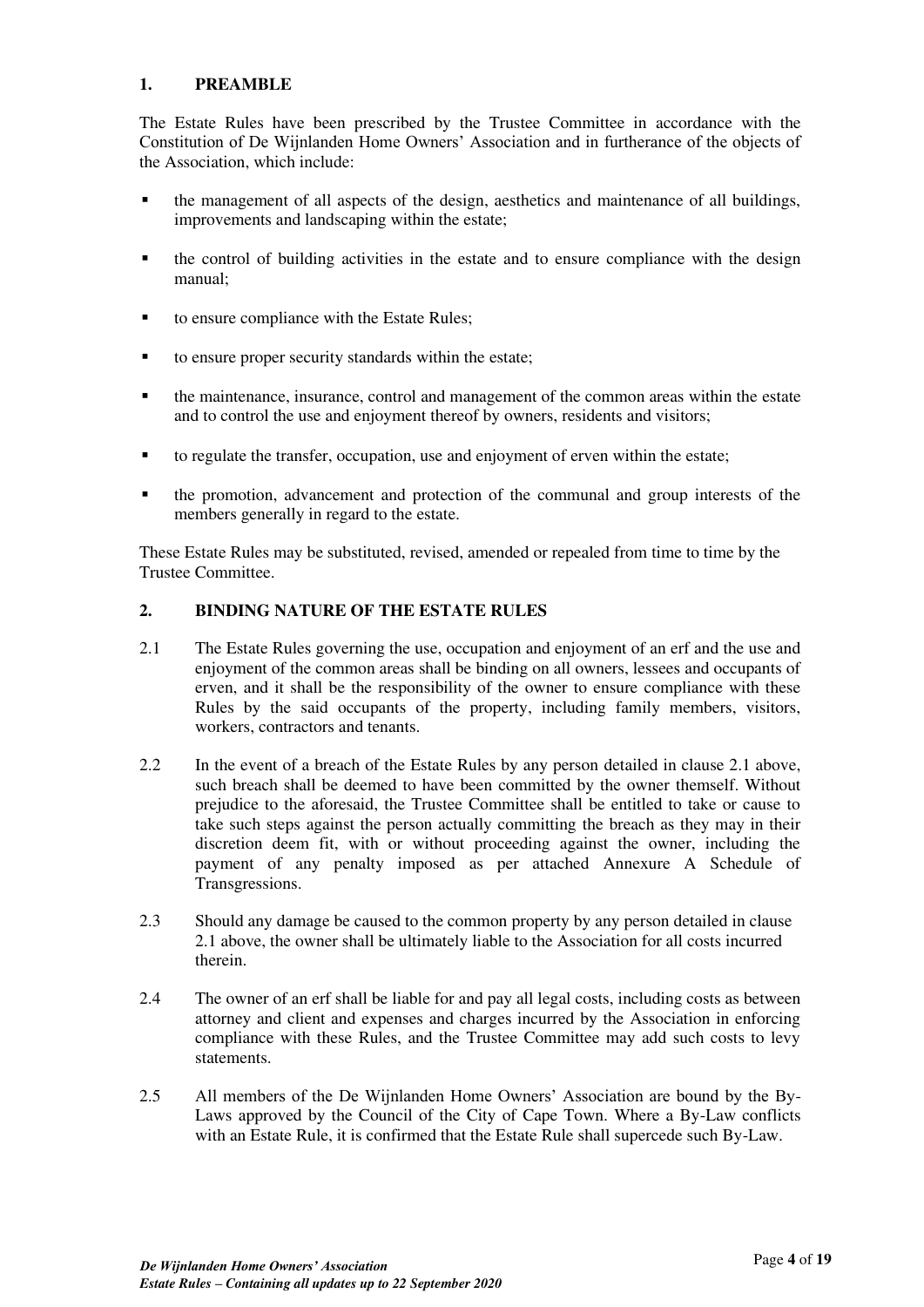## 1. PREAMBLE

The Estate Rules have been prescribed by the Trustee Committee in accordance with the Constitution of De Wijnlanden Home Owners' Association and in furtherance of the objects of the Association, which include:

- the management of all aspects of the design, aesthetics and maintenance of all buildings, improvements and landscaping within the estate;
- the control of building activities in the estate and to ensure compliance with the design manual;
- to ensure compliance with the Estate Rules;
- to ensure proper security standards within the estate;
- the maintenance, insurance, control and management of the common areas within the estate and to control the use and enjoyment thereof by owners, residents and visitors;
- to regulate the transfer, occupation, use and enjoyment of erven within the estate;
- the promotion, advancement and protection of the communal and group interests of the members generally in regard to the estate.

These Estate Rules may be substituted, revised, amended or repealed from time to time by the Trustee Committee.

## 2. BINDING NATURE OF THE ESTATE RULES

2.1 The Estate Rules governing the use, occupation and enjoyment of an erf and the use and enjoyment of the common areas shall be binding on all owners, lessees and occupants of erven, and it shall be the responsibility of the owner to ensure compliance with these Rules by the said occupants of the property, including family members, visitors, workers, contractors and tenants.

2.2 In the event of a breach of the Estate Rules by any person detailed in clause 2.1 above, such breach shall be deemed to have been committed by the owner themself. Without prejudice to the aforesaid, the Trustee Committee shall be entitled to take or cause to take such steps against the person actually committing the breach as they may in their discretion deem fit, with or without proceeding against the owner, including the payment of any penalty imposed as per attached Annexure A Schedule of Transgressions.

2.3 Should any damage be caused to the common property by any person detailed in clause 2.1 above, the owner shall be ultimately liable to the Association for all costs incurred therein.

2.4 The owner of an erf shall be liable for and pay all legal costs, including costs as between attorney and client and expenses and charges incurred by the Association in enforcing compliance with these Rules, and the Trustee Committee may add such costs to levy statements.

2.5 All members of the De Wijnlanden Home Owners' Association are bound by the By-Laws approved by the Council of the City of Cape Town. Where a By-Law conflicts with an Estate Rule, it is confirmed that the Estate Rule shall supercede such By-Law.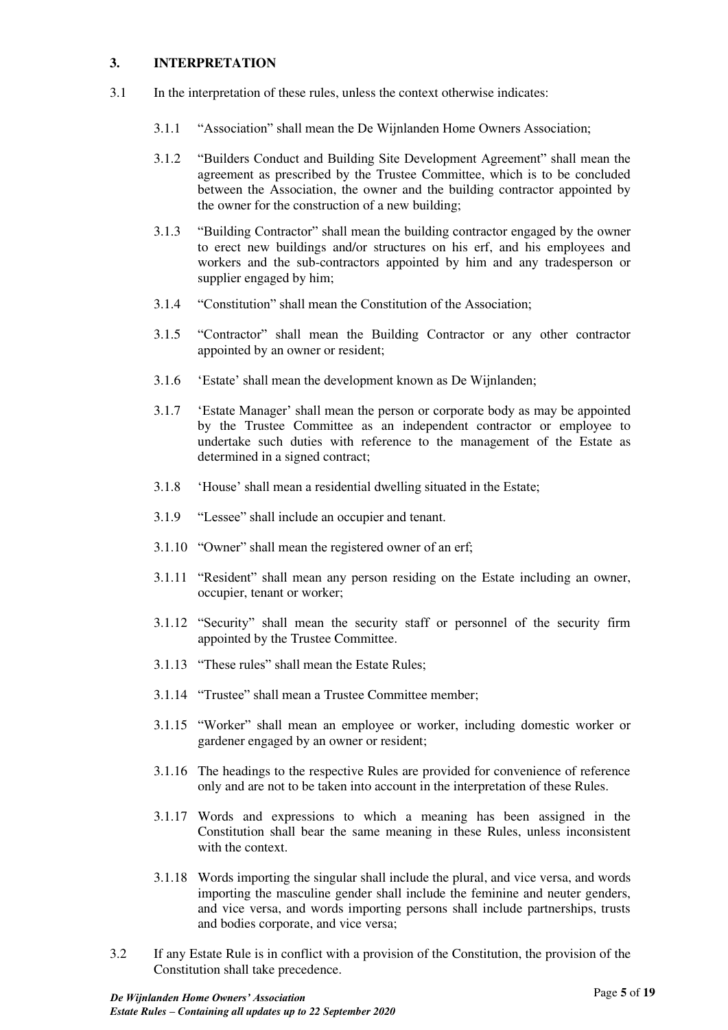## 3. INTERPRETATION

3.1 In the interpretation of these rules, unless the context otherwise indicates:

3.1.1 "Association" shall mean the De Wijnlanden Home Owners Association;

3.1.2 "Builders Conduct and Building Site Development Agreement" shall mean the agreement as prescribed by the Trustee Committee, which is to be concluded between the Association, the owner and the building contractor appointed by the owner for the construction of a new building;

3.1.3 "Building Contractor" shall mean the building contractor engaged by the owner to erect new buildings and/or structures on his erf, and his employees and workers and the sub-contractors appointed by him and any tradesperson or supplier engaged by him;

3.1.4 "Constitution" shall mean the Constitution of the Association;

3.1.5 "Contractor" shall mean the Building Contractor or any other contractor appointed by an owner or resident;

3.1.6 'Estate' shall mean the development known as De Wijnlanden;

3.1.7 'Estate Manager' shall mean the person or corporate body as may be appointed by the Trustee Committee as an independent contractor or employee to undertake such duties with reference to the management of the Estate as determined in a signed contract;

3.1.8 'House' shall mean a residential dwelling situated in the Estate;

3.1.9 "Lessee" shall include an occupier and tenant.

3.1.10 "Owner" shall mean the registered owner of an erf;

3.1.11 "Resident" shall mean any person residing on the Estate including an owner, occupier, tenant or worker;

3.1.12 "Security" shall mean the security staff or personnel of the security firm appointed by the Trustee Committee.

3.1.13 "These rules" shall mean the Estate Rules;

3.1.14 "Trustee" shall mean a Trustee Committee member;

3.1.15 "Worker" shall mean an employee or worker, including domestic worker or gardener engaged by an owner or resident;

3.1.16 The headings to the respective Rules are provided for convenience of reference only and are not to be taken into account in the interpretation of these Rules.

3.1.17 Words and expressions to which a meaning has been assigned in the Constitution shall bear the same meaning in these Rules, unless inconsistent with the context.

3.1.18 Words importing the singular shall include the plural, and vice versa, and words importing the masculine gender shall include the feminine and neuter genders, and vice versa, and words importing persons shall include partnerships, trusts and bodies corporate, and vice versa;

3.2 If any Estate Rule is in conflict with a provision of the Constitution, the provision of the Constitution shall take precedence.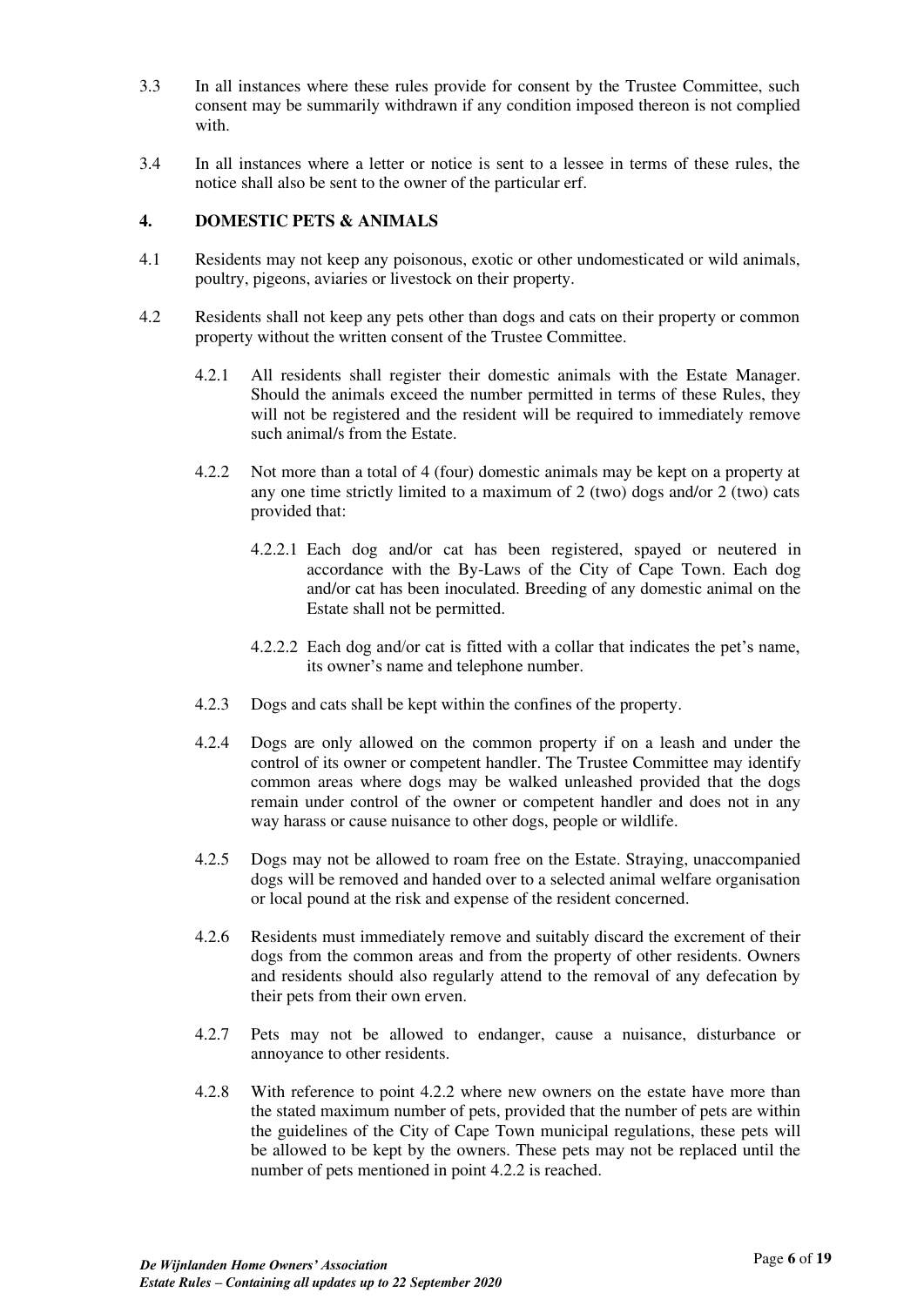3.3 In all instances where these rules provide for consent by the Trustee Committee, such consent may be summarily withdrawn if any condition imposed thereon is not complied with.

3.4 In all instances where a letter or notice is sent to a lessee in terms of these rules, the notice shall also be sent to the owner of the particular erf.

## 4. DOMESTIC PETS & ANIMALS

4.1 Residents may not keep any poisonous, exotic or other undomesticated or wild animals, poultry, pigeons, aviaries or livestock on their property.

4.2 Residents shall not keep any pets other than dogs and cats on their property or common property without the written consent of the Trustee Committee.

4.2.1 All residents shall register their domestic animals with the Estate Manager. Should the animals exceed the number permitted in terms of these Rules, they will not be registered and the resident will be required to immediately remove such animal/s from the Estate.

4.2.2 Not more than a total of 4 (four) domestic animals may be kept on a property at any one time strictly limited to a maximum of 2 (two) dogs and/or 2 (two) cats provided that:

4.2.2.1 Each dog and/or cat has been registered, spayed or neutered in accordance with the By-Laws of the City of Cape Town. Each dog and/or cat has been inoculated. Breeding of any domestic animal on the Estate shall not be permitted.

4.2.2.2 Each dog and/or cat is fitted with a collar that indicates the pet's name, its owner's name and telephone number.

4.2.3 Dogs and cats shall be kept within the confines of the property.

4.2.4 Dogs are only allowed on the common property if on a leash and under the control of its owner or competent handler. The Trustee Committee may identify common areas where dogs may be walked unleashed provided that the dogs remain under control of the owner or competent handler and does not in any way harass or cause nuisance to other dogs, people or wildlife.

4.2.5 Dogs may not be allowed to roam free on the Estate. Straying, unaccompanied dogs will be removed and handed over to a selected animal welfare organisation or local pound at the risk and expense of the resident concerned.

4.2.6 Residents must immediately remove and suitably discard the excrement of their dogs from the common areas and from the property of other residents. Owners and residents should also regularly attend to the removal of any defecation by their pets from their own erven.

4.2.7 Pets may not be allowed to endanger, cause a nuisance, disturbance or annoyance to other residents.

4.2.8 With reference to point 4.2.2 where new owners on the estate have more than the stated maximum number of pets, provided that the number of pets are within the guidelines of the City of Cape Town municipal regulations, these pets will be allowed to be kept by the owners. These pets may not be replaced until the number of pets mentioned in point 4.2.2 is reached.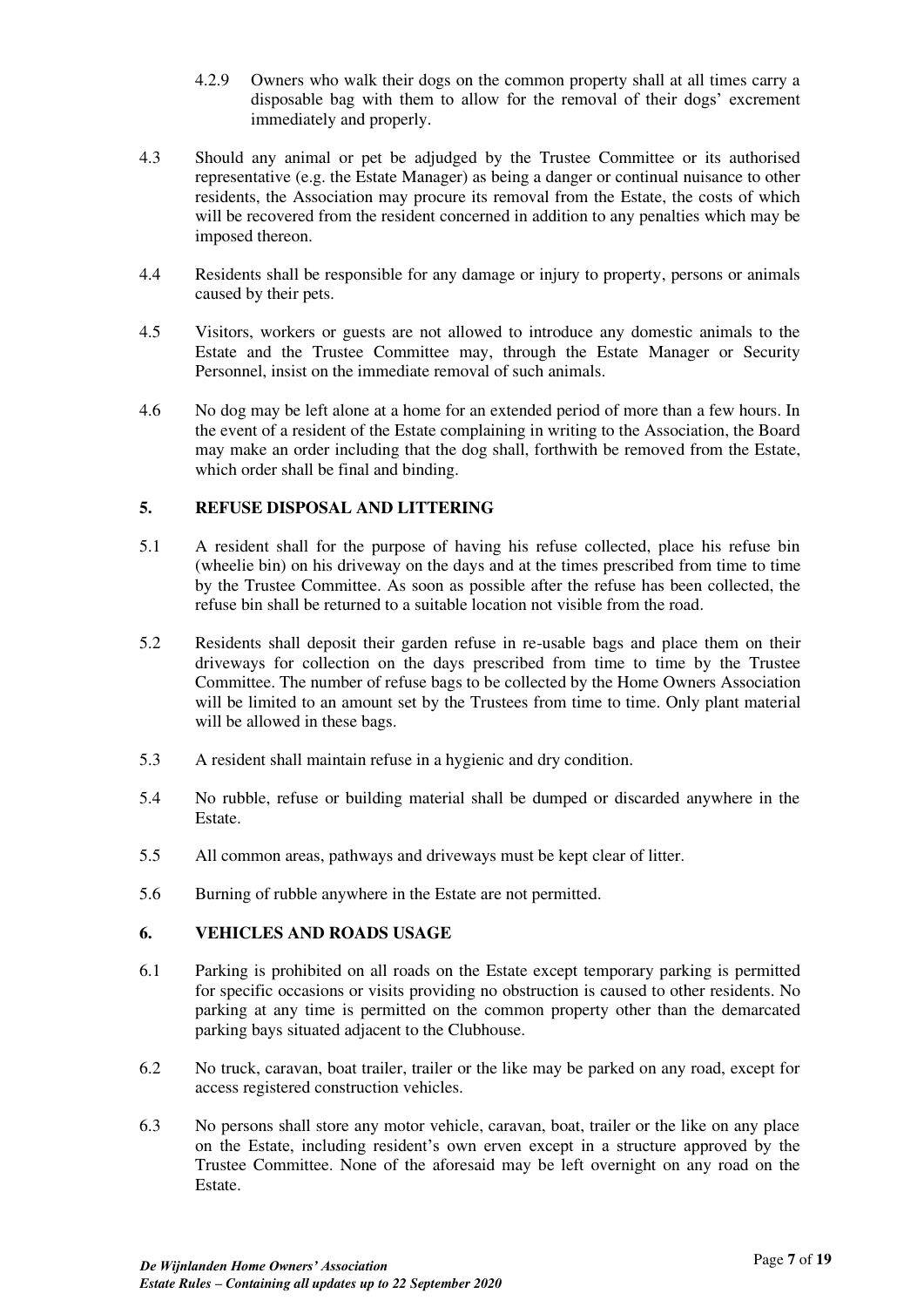4.2.9 Owners who walk their dogs on the common property shall at all times carry a disposable bag with them to allow for the removal of their dogs' excrement immediately and properly.

4.3 Should any animal or pet be adjudged by the Trustee Committee or its authorised representative (e.g. the Estate Manager) as being a danger or continual nuisance to other residents, the Association may procure its removal from the Estate, the costs of which will be recovered from the resident concerned in addition to any penalties which may be imposed thereon.

4.4 Residents shall be responsible for any damage or injury to property, persons or animals caused by their pets.

4.5 Visitors, workers or guests are not allowed to introduce any domestic animals to the Estate and the Trustee Committee may, through the Estate Manager or Security Personnel, insist on the immediate removal of such animals.

4.6 No dog may be left alone at a home for an extended period of more than a few hours. In the event of a resident of the Estate complaining in writing to the Association, the Board may make an order including that the dog shall, forthwith be removed from the Estate, which order shall be final and binding.

## 5. REFUSE DISPOSAL AND LITTERING

5.1 A resident shall for the purpose of having his refuse collected, place his refuse bin (wheelie bin) on his driveway on the days and at the times prescribed from time to time by the Trustee Committee. As soon as possible after the refuse has been collected, the refuse bin shall be returned to a suitable location not visible from the road.

5.2 Residents shall deposit their garden refuse in re-usable bags and place them on their driveways for collection on the days prescribed from time to time by the Trustee Committee. The number of refuse bags to be collected by the Home Owners Association will be limited to an amount set by the Trustees from time to time. Only plant material will be allowed in these bags.

5.3 A resident shall maintain refuse in a hygienic and dry condition.

5.4 No rubble, refuse or building material shall be dumped or discarded anywhere in the Estate.

5.5 All common areas, pathways and driveways must be kept clear of litter.

5.6 Burning of rubble anywhere in the Estate are not permitted.

## 6. VEHICLES AND ROADS USAGE

6.1 Parking is prohibited on all roads on the Estate except temporary parking is permitted for specific occasions or visits providing no obstruction is caused to other residents. No parking at any time is permitted on the common property other than the demarcated parking bays situated adjacent to the Clubhouse.

6.2 No truck, caravan, boat trailer, trailer or the like may be parked on any road, except for access registered construction vehicles.

6.3 No persons shall store any motor vehicle, caravan, boat, trailer or the like on any place on the Estate, including resident's own erven except in a structure approved by the Trustee Committee. None of the aforesaid may be left overnight on any road on the Estate.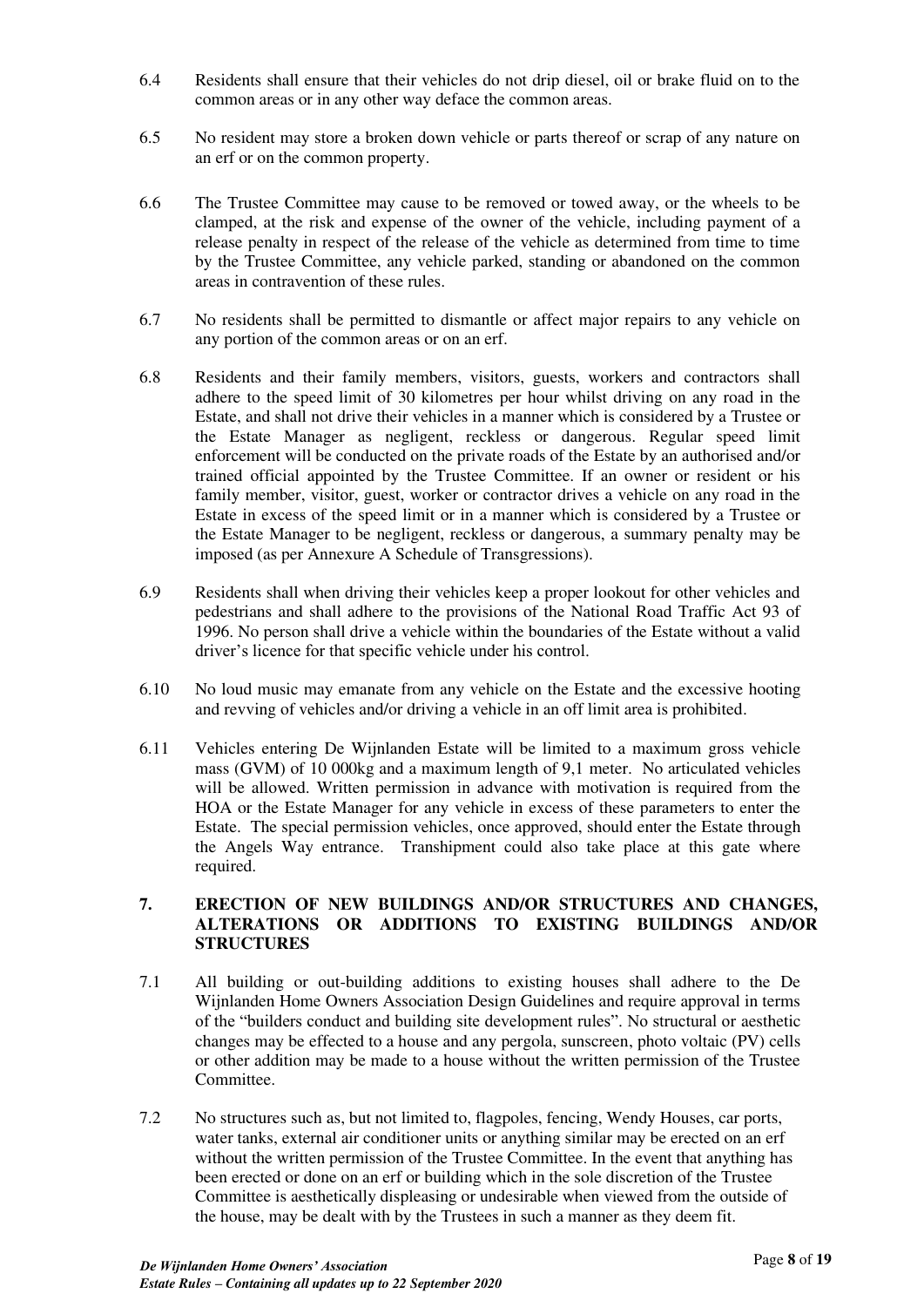6.4 Residents shall ensure that their vehicles do not drip diesel, oil or brake fluid on to the common areas or in any other way deface the common areas.

6.5 No resident may store a broken down vehicle or parts thereof or scrap of any nature on an erf or on the common property.

6.6 The Trustee Committee may cause to be removed or towed away, or the wheels to be clamped, at the risk and expense of the owner of the vehicle, including payment of a release penalty in respect of the release of the vehicle as determined from time to time by the Trustee Committee, any vehicle parked, standing or abandoned on the common areas in contravention of these rules.

6.7 No residents shall be permitted to dismantle or affect major repairs to any vehicle on any portion of the common areas or on an erf.

6.8 Residents and their family members, visitors, guests, workers and contractors shall adhere to the speed limit of 30 kilometres per hour whilst driving on any road in the Estate, and shall not drive their vehicles in a manner which is considered by a Trustee or the Estate Manager as negligent, reckless or dangerous. Regular speed limit enforcement will be conducted on the private roads of the Estate by an authorised and/or trained official appointed by the Trustee Committee. If an owner or resident or his family member, visitor, guest, worker or contractor drives a vehicle on any road in the Estate in excess of the speed limit or in a manner which is considered by a Trustee or the Estate Manager to be negligent, reckless or dangerous, a summary penalty may be imposed (as per Annexure A Schedule of Transgressions).

6.9 Residents shall when driving their vehicles keep a proper lookout for other vehicles and pedestrians and shall adhere to the provisions of the National Road Traffic Act 93 of 1996. No person shall drive a vehicle within the boundaries of the Estate without a valid driver's licence for that specific vehicle under his control.

6.10 No loud music may emanate from any vehicle on the Estate and the excessive hooting and revving of vehicles and/or driving a vehicle in an off limit area is prohibited.

6.11 Vehicles entering De Wijnlanden Estate will be limited to a maximum gross vehicle mass (GVM) of 10 000kg and a maximum length of 9,1 meter. No articulated vehicles will be allowed. Written permission in advance with motivation is required from the HOA or the Estate Manager for any vehicle in excess of these parameters to enter the Estate. The special permission vehicles, once approved, should enter the Estate through the Angels Way entrance. Transhipment could also take place at this gate where required.

## 7. ERECTION OF NEW BUILDINGS AND/OR STRUCTURES AND CHANGES, ALTERATIONS OR ADDITIONS TO EXISTING BUILDINGS AND/OR STRUCTURES

7.1 All building or out-building additions to existing houses shall adhere to the De Wijnlanden Home Owners Association Design Guidelines and require approval in terms of the "builders conduct and building site development rules". No structural or aesthetic changes may be effected to a house and any pergola, sunscreen, photo voltaic (PV) cells or other addition may be made to a house without the written permission of the Trustee Committee.

7.2 No structures such as, but not limited to, flagpoles, fencing, Wendy Houses, car ports, water tanks, external air conditioner units or anything similar may be erected on an erf without the written permission of the Trustee Committee. In the event that anything has been erected or done on an erf or building which in the sole discretion of the Trustee Committee is aesthetically displeasing or undesirable when viewed from the outside of the house, may be dealt with by the Trustees in such a manner as they deem fit.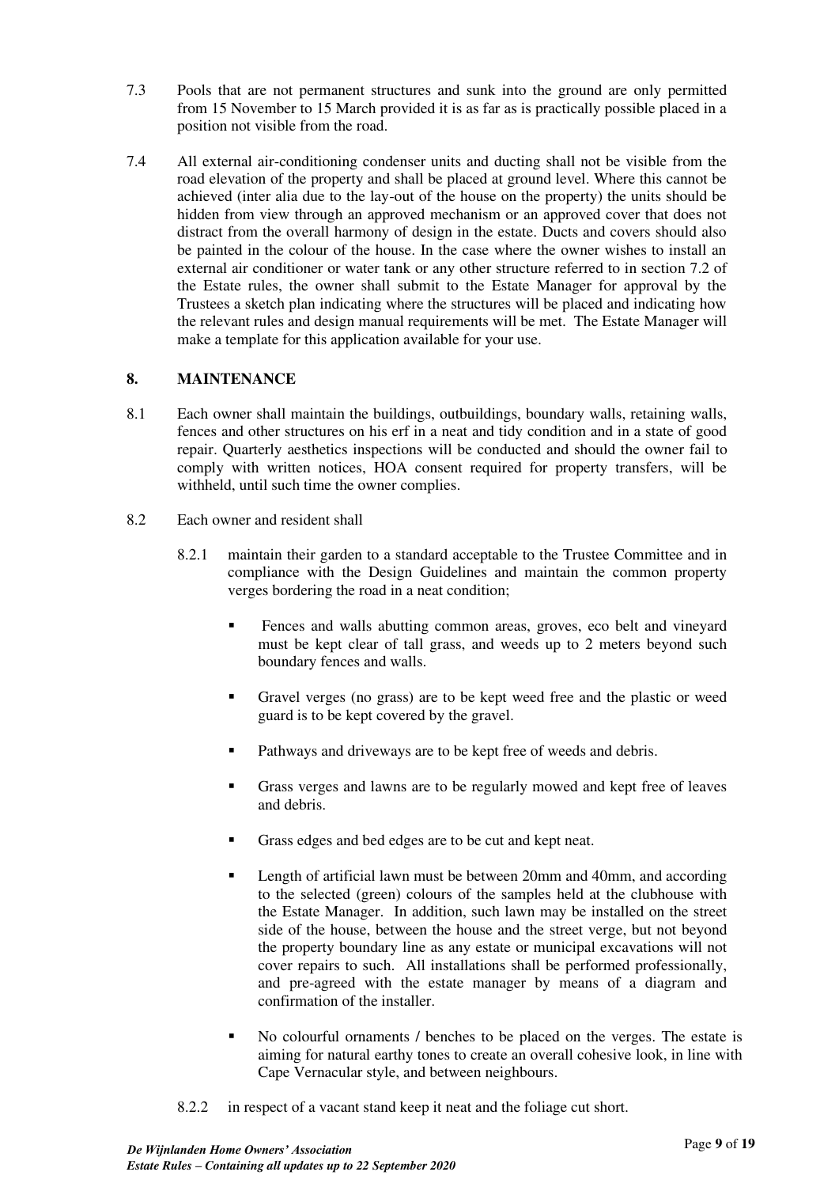7.3 Pools that are not permanent structures and sunk into the ground are only permitted from 15 November to 15 March provided it is as far as is practically possible placed in a position not visible from the road.

7.4 All external air-conditioning condenser units and ducting shall not be visible from the road elevation of the property and shall be placed at ground level. Where this cannot be achieved (inter alia due to the lay-out of the house on the property) the units should be hidden from view through an approved mechanism or an approved cover that does not distract from the overall harmony of design in the estate. Ducts and covers should also be painted in the colour of the house. In the case where the owner wishes to install an external air conditioner or water tank or any other structure referred to in section 7.2 of the Estate rules, the owner shall submit to the Estate Manager for approval by the Trustees a sketch plan indicating where the structures will be placed and indicating how the relevant rules and design manual requirements will be met. The Estate Manager will make a template for this application available for your use.

## 8. MAINTENANCE

8.1 Each owner shall maintain the buildings, outbuildings, boundary walls, retaining walls, fences and other structures on his erf in a neat and tidy condition and in a state of good repair. Quarterly aesthetics inspections will be conducted and should the owner fail to comply with written notices, HOA consent required for property transfers, will be withheld, until such time the owner complies.

8.2 Each owner and resident shall

8.2.1 maintain their garden to a standard acceptable to the Trustee Committee and in compliance with the Design Guidelines and maintain the common property verges bordering the road in a neat condition;

- Fences and walls abutting common areas, groves, eco belt and vineyard must be kept clear of tall grass, and weeds up to 2 meters beyond such boundary fences and walls.
- Gravel verges (no grass) are to be kept weed free and the plastic or weed guard is to be kept covered by the gravel.
- Pathways and driveways are to be kept free of weeds and debris.
- Grass verges and lawns are to be regularly mowed and kept free of leaves and debris.
- Grass edges and bed edges are to be cut and kept neat.
- Length of artificial lawn must be between 20mm and 40mm, and according to the selected (green) colours of the samples held at the clubhouse with the Estate Manager. In addition, such lawn may be installed on the street side of the house, between the house and the street verge, but not beyond the property boundary line as any estate or municipal excavations will not cover repairs to such. All installations shall be performed professionally, and pre-agreed with the estate manager by means of a diagram and confirmation of the installer.
- No colourful ornaments / benches to be placed on the verges. The estate is aiming for natural earthy tones to create an overall cohesive look, in line with Cape Vernacular style, and between neighbours.

8.2.2 in respect of a vacant stand keep it neat and the foliage cut short.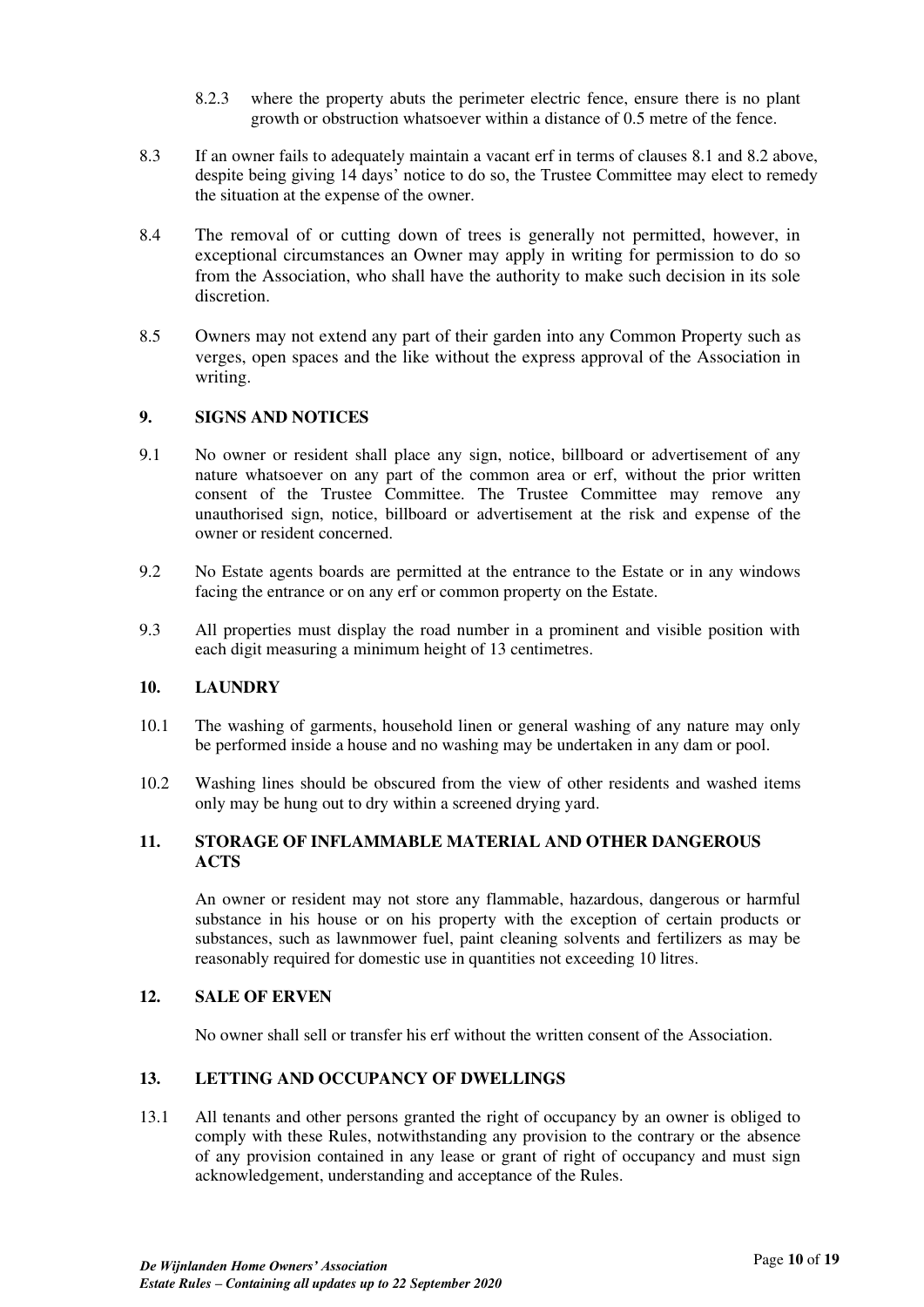8.2.3 where the property abuts the perimeter electric fence, ensure there is no plant growth or obstruction whatsoever within a distance of 0.5 metre of the fence.

8.3 If an owner fails to adequately maintain a vacant erf in terms of clauses 8.1 and 8.2 above, despite being giving 14 days' notice to do so, the Trustee Committee may elect to remedy the situation at the expense of the owner.

8.4 The removal of or cutting down of trees is generally not permitted, however, in exceptional circumstances an Owner may apply in writing for permission to do so from the Association, who shall have the authority to make such decision in its sole discretion.

8.5 Owners may not extend any part of their garden into any Common Property such as verges, open spaces and the like without the express approval of the Association in writing.

## 9. SIGNS AND NOTICES

9.1 No owner or resident shall place any sign, notice, billboard or advertisement of any nature whatsoever on any part of the common area or erf, without the prior written consent of the Trustee Committee. The Trustee Committee may remove any unauthorised sign, notice, billboard or advertisement at the risk and expense of the owner or resident concerned.

9.2 No Estate agents boards are permitted at the entrance to the Estate or in any windows facing the entrance or on any erf or common property on the Estate.

9.3 All properties must display the road number in a prominent and visible position with each digit measuring a minimum height of 13 centimetres.

## 10. LAUNDRY

10.1 The washing of garments, household linen or general washing of any nature may only be performed inside a house and no washing may be undertaken in any dam or pool.

10.2 Washing lines should be obscured from the view of other residents and washed items only may be hung out to dry within a screened drying yard.

## 11. STORAGE OF INFLAMMABLE MATERIAL AND OTHER DANGEROUS ACTS

An owner or resident may not store any flammable, hazardous, dangerous or harmful substance in his house or on his property with the exception of certain products or substances, such as lawnmower fuel, paint cleaning solvents and fertilizers as may be reasonably required for domestic use in quantities not exceeding 10 litres.

## 12. SALE OF ERVEN

No owner shall sell or transfer his erf without the written consent of the Association.

## 13. LETTING AND OCCUPANCY OF DWELLINGS

13.1 All tenants and other persons granted the right of occupancy by an owner is obliged to comply with these Rules, notwithstanding any provision to the contrary or the absence of any provision contained in any lease or grant of right of occupancy and must sign acknowledgement, understanding and acceptance of the Rules.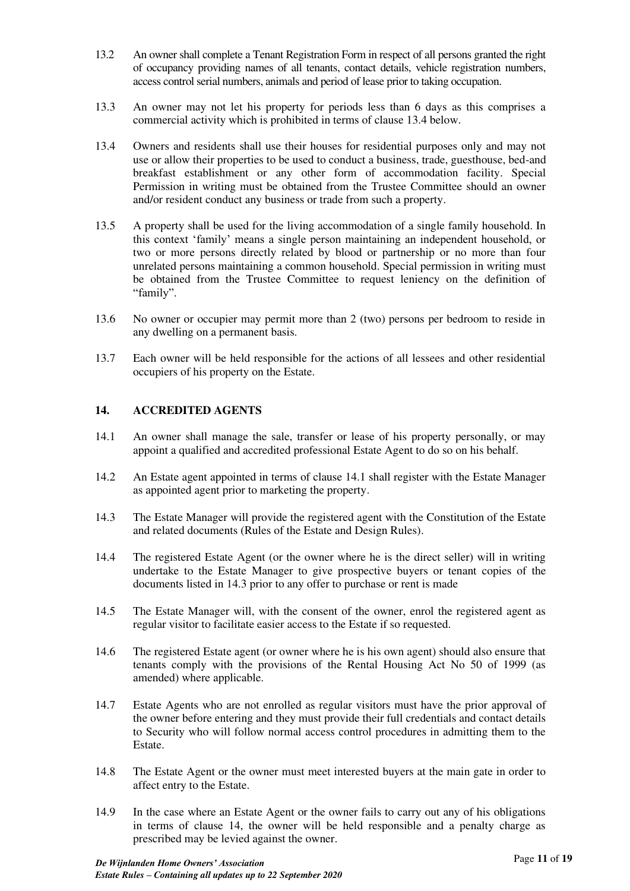13.2 An owner shall complete a Tenant Registration Form in respect of all persons granted the right of occupancy providing names of all tenants, contact details, vehicle registration numbers, access control serial numbers, animals and period of lease prior to taking occupation.

13.3 An owner may not let his property for periods less than 6 days as this comprises a commercial activity which is prohibited in terms of clause 13.4 below.

13.4 Owners and residents shall use their houses for residential purposes only and may not use or allow their properties to be used to conduct a business, trade, guesthouse, bed-and breakfast establishment or any other form of accommodation facility. Special Permission in writing must be obtained from the Trustee Committee should an owner and/or resident conduct any business or trade from such a property.

13.5 A property shall be used for the living accommodation of a single family household. In this context 'family' means a single person maintaining an independent household, or two or more persons directly related by blood or partnership or no more than four unrelated persons maintaining a common household. Special permission in writing must be obtained from the Trustee Committee to request leniency on the definition of "family".

13.6 No owner or occupier may permit more than 2 (two) persons per bedroom to reside in any dwelling on a permanent basis.

13.7 Each owner will be held responsible for the actions of all lessees and other residential occupiers of his property on the Estate.

## 14. ACCREDITED AGENTS

14.1 An owner shall manage the sale, transfer or lease of his property personally, or may appoint a qualified and accredited professional Estate Agent to do so on his behalf.

14.2 An Estate agent appointed in terms of clause 14.1 shall register with the Estate Manager as appointed agent prior to marketing the property.

14.3 The Estate Manager will provide the registered agent with the Constitution of the Estate and related documents (Rules of the Estate and Design Rules).

14.4 The registered Estate Agent (or the owner where he is the direct seller) will in writing undertake to the Estate Manager to give prospective buyers or tenant copies of the documents listed in 14.3 prior to any offer to purchase or rent is made

14.5 The Estate Manager will, with the consent of the owner, enrol the registered agent as regular visitor to facilitate easier access to the Estate if so requested.

14.6 The registered Estate agent (or owner where he is his own agent) should also ensure that tenants comply with the provisions of the Rental Housing Act No 50 of 1999 (as amended) where applicable.

14.7 Estate Agents who are not enrolled as regular visitors must have the prior approval of the owner before entering and they must provide their full credentials and contact details to Security who will follow normal access control procedures in admitting them to the Estate.

14.8 The Estate Agent or the owner must meet interested buyers at the main gate in order to affect entry to the Estate.

14.9 In the case where an Estate Agent or the owner fails to carry out any of his obligations in terms of clause 14, the owner will be held responsible and a penalty charge as prescribed may be levied against the owner.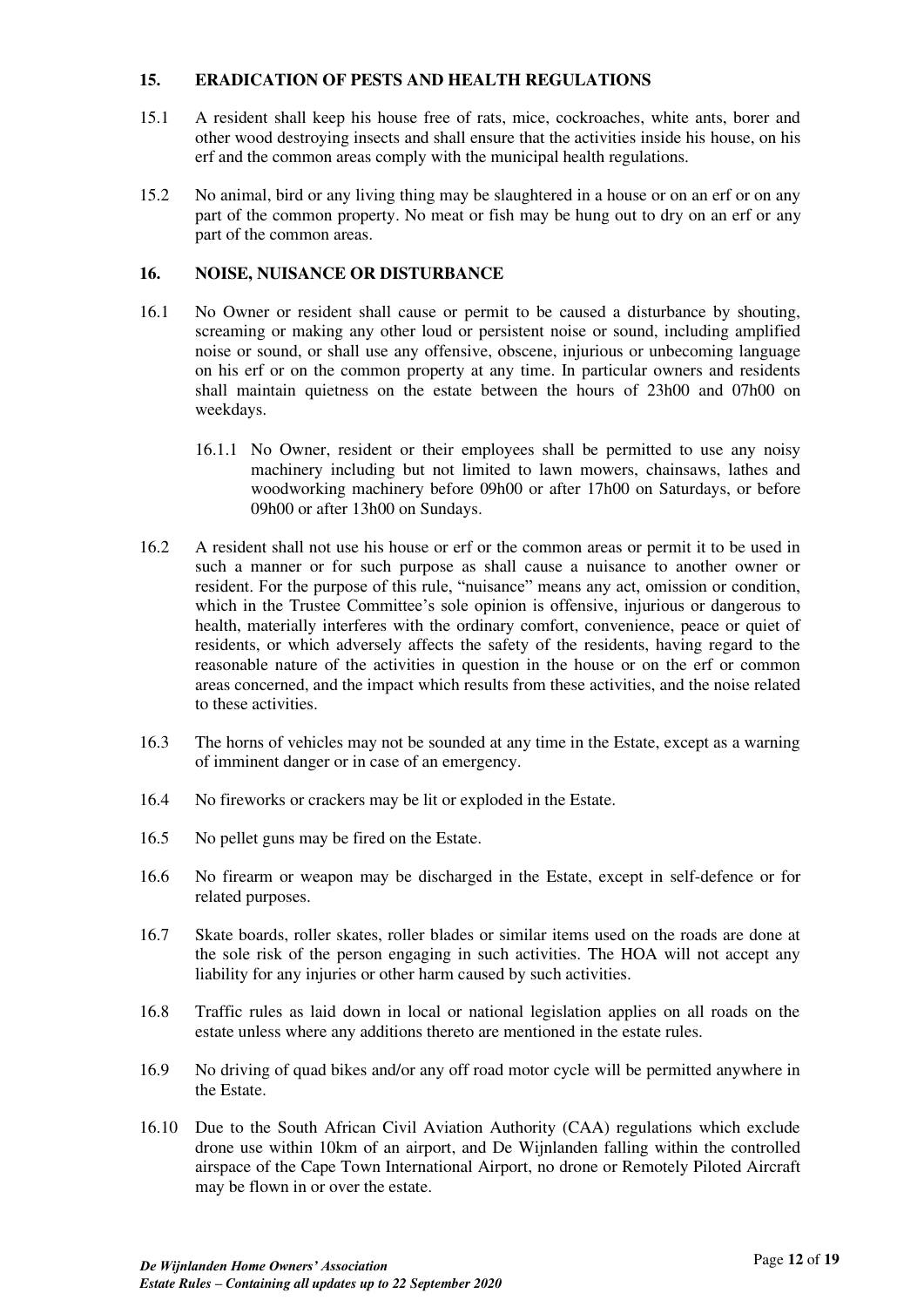## 15. ERADICATION OF PESTS AND HEALTH REGULATIONS

15.1 A resident shall keep his house free of rats, mice, cockroaches, white ants, borer and other wood destroying insects and shall ensure that the activities inside his house, on his erf and the common areas comply with the municipal health regulations.

15.2 No animal, bird or any living thing may be slaughtered in a house or on an erf or on any part of the common property. No meat or fish may be hung out to dry on an erf or any part of the common areas.

## 16. NOISE, NUISANCE OR DISTURBANCE

16.1 No Owner or resident shall cause or permit to be caused a disturbance by shouting, screaming or making any other loud or persistent noise or sound, including amplified noise or sound, or shall use any offensive, obscene, injurious or unbecoming language on his erf or on the common property at any time. In particular owners and residents shall maintain quietness on the estate between the hours of 23h00 and 07h00 on weekdays.

> 16.1.1 No Owner, resident or their employees shall be permitted to use any noisy machinery including but not limited to lawn mowers, chainsaws, lathes and woodworking machinery before 09h00 or after 17h00 on Saturdays, or before 09h00 or after 13h00 on Sundays.

16.2 A resident shall not use his house or erf or the common areas or permit it to be used in such a manner or for such purpose as shall cause a nuisance to another owner or resident. For the purpose of this rule, "nuisance" means any act, omission or condition, which in the Trustee Committee's sole opinion is offensive, injurious or dangerous to health, materially interferes with the ordinary comfort, convenience, peace or quiet of residents, or which adversely affects the safety of the residents, having regard to the reasonable nature of the activities in question in the house or on the erf or common areas concerned, and the impact which results from these activities, and the noise related to these activities.

16.3 The horns of vehicles may not be sounded at any time in the Estate, except as a warning of imminent danger or in case of an emergency.

16.4 No fireworks or crackers may be lit or exploded in the Estate.

16.5 No pellet guns may be fired on the Estate.

16.6 No firearm or weapon may be discharged in the Estate, except in self-defence or for related purposes.

16.7 Skate boards, roller skates, roller blades or similar items used on the roads are done at the sole risk of the person engaging in such activities. The HOA will not accept any liability for any injuries or other harm caused by such activities.

16.8 Traffic rules as laid down in local or national legislation applies on all roads on the estate unless where any additions thereto are mentioned in the estate rules.

16.9 No driving of quad bikes and/or any off road motor cycle will be permitted anywhere in the Estate.

16.10 Due to the South African Civil Aviation Authority (CAA) regulations which exclude drone use within 10km of an airport, and De Wijnlanden falling within the controlled airspace of the Cape Town International Airport, no drone or Remotely Piloted Aircraft may be flown in or over the estate.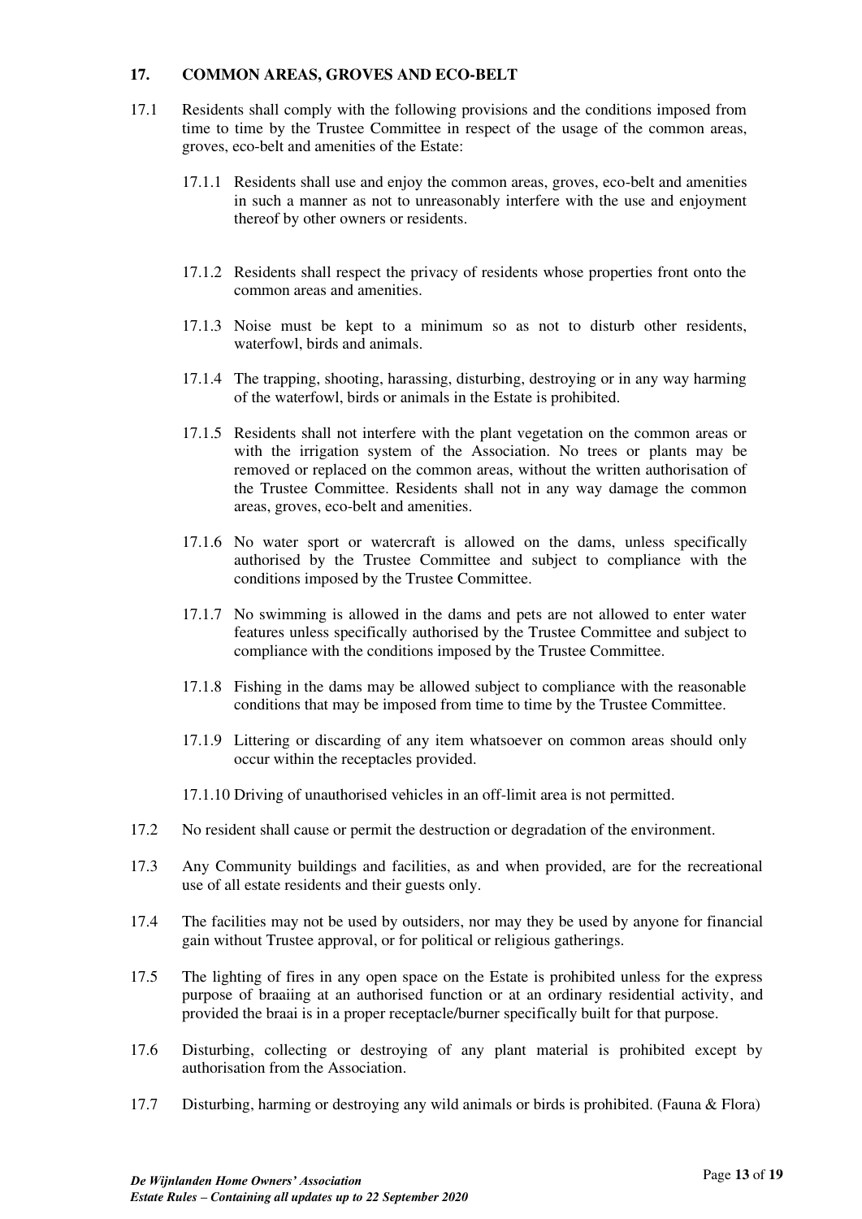## 17. COMMON AREAS, GROVES AND ECO-BELT

17.1 Residents shall comply with the following provisions and the conditions imposed from time to time by the Trustee Committee in respect of the usage of the common areas, groves, eco-belt and amenities of the Estate:

17.1.1 Residents shall use and enjoy the common areas, groves, eco-belt and amenities in such a manner as not to unreasonably interfere with the use and enjoyment thereof by other owners or residents.

17.1.2 Residents shall respect the privacy of residents whose properties front onto the common areas and amenities.

17.1.3 Noise must be kept to a minimum so as not to disturb other residents, waterfowl, birds and animals.

17.1.4 The trapping, shooting, harassing, disturbing, destroying or in any way harming of the waterfowl, birds or animals in the Estate is prohibited.

17.1.5 Residents shall not interfere with the plant vegetation on the common areas or with the irrigation system of the Association. No trees or plants may be removed or replaced on the common areas, without the written authorisation of the Trustee Committee. Residents shall not in any way damage the common areas, groves, eco-belt and amenities.

17.1.6 No water sport or watercraft is allowed on the dams, unless specifically authorised by the Trustee Committee and subject to compliance with the conditions imposed by the Trustee Committee.

17.1.7 No swimming is allowed in the dams and pets are not allowed to enter water features unless specifically authorised by the Trustee Committee and subject to compliance with the conditions imposed by the Trustee Committee.

17.1.8 Fishing in the dams may be allowed subject to compliance with the reasonable conditions that may be imposed from time to time by the Trustee Committee.

17.1.9 Littering or discarding of any item whatsoever on common areas should only occur within the receptacles provided.

17.1.10 Driving of unauthorised vehicles in an off-limit area is not permitted.

17.2 No resident shall cause or permit the destruction or degradation of the environment.

17.3 Any Community buildings and facilities, as and when provided, are for the recreational use of all estate residents and their guests only.

17.4 The facilities may not be used by outsiders, nor may they be used by anyone for financial gain without Trustee approval, or for political or religious gatherings.

17.5 The lighting of fires in any open space on the Estate is prohibited unless for the express purpose of braaiing at an authorised function or at an ordinary residential activity, and provided the braai is in a proper receptacle/burner specifically built for that purpose.

17.6 Disturbing, collecting or destroying of any plant material is prohibited except by authorisation from the Association.

17.7 Disturbing, harming or destroying any wild animals or birds is prohibited. (Fauna & Flora)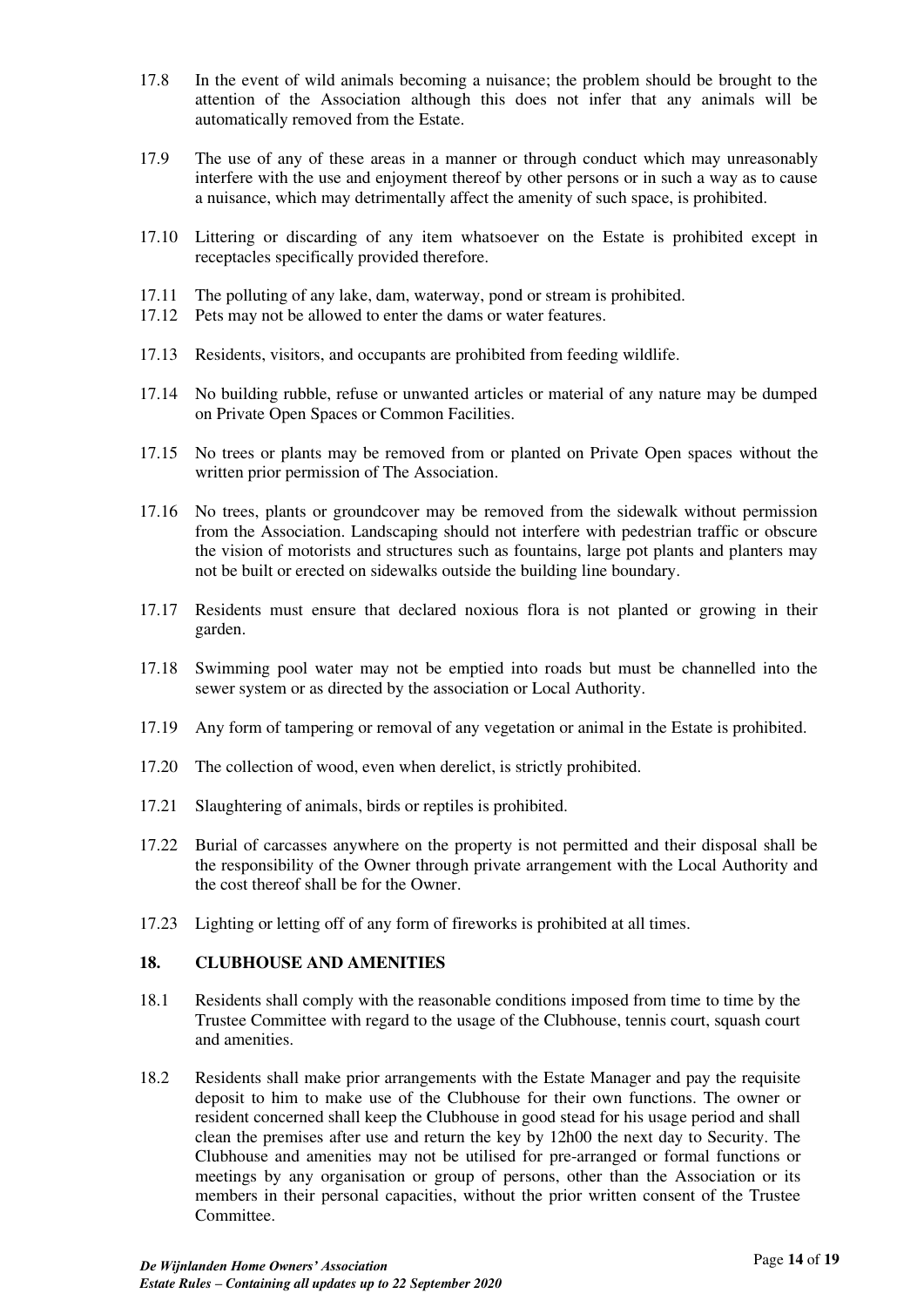17.8 In the event of wild animals becoming a nuisance; the problem should be brought to the attention of the Association although this does not infer that any animals will be automatically removed from the Estate.

17.9 The use of any of these areas in a manner or through conduct which may unreasonably interfere with the use and enjoyment thereof by other persons or in such a way as to cause a nuisance, which may detrimentally affect the amenity of such space, is prohibited.

17.10 Littering or discarding of any item whatsoever on the Estate is prohibited except in receptacles specifically provided therefore.

17.11 The polluting of any lake, dam, waterway, pond or stream is prohibited.

17.12 Pets may not be allowed to enter the dams or water features.

17.13 Residents, visitors, and occupants are prohibited from feeding wildlife.

17.14 No building rubble, refuse or unwanted articles or material of any nature may be dumped on Private Open Spaces or Common Facilities.

17.15 No trees or plants may be removed from or planted on Private Open spaces without the written prior permission of The Association.

17.16 No trees, plants or groundcover may be removed from the sidewalk without permission from the Association. Landscaping should not interfere with pedestrian traffic or obscure the vision of motorists and structures such as fountains, large pot plants and planters may not be built or erected on sidewalks outside the building line boundary.

17.17 Residents must ensure that declared noxious flora is not planted or growing in their garden.

17.18 Swimming pool water may not be emptied into roads but must be channelled into the sewer system or as directed by the association or Local Authority.

17.19 Any form of tampering or removal of any vegetation or animal in the Estate is prohibited.

17.20 The collection of wood, even when derelict, is strictly prohibited.

17.21 Slaughtering of animals, birds or reptiles is prohibited.

17.22 Burial of carcasses anywhere on the property is not permitted and their disposal shall be the responsibility of the Owner through private arrangement with the Local Authority and the cost thereof shall be for the Owner.

17.23 Lighting or letting off of any form of fireworks is prohibited at all times.

## 18. CLUBHOUSE AND AMENITIES

18.1 Residents shall comply with the reasonable conditions imposed from time to time by the Trustee Committee with regard to the usage of the Clubhouse, tennis court, squash court and amenities.

18.2 Residents shall make prior arrangements with the Estate Manager and pay the requisite deposit to him to make use of the Clubhouse for their own functions. The owner or resident concerned shall keep the Clubhouse in good stead for his usage period and shall clean the premises after use and return the key by 12h00 the next day to Security. The Clubhouse and amenities may not be utilised for pre-arranged or formal functions or meetings by any organisation or group of persons, other than the Association or its members in their personal capacities, without the prior written consent of the Trustee Committee.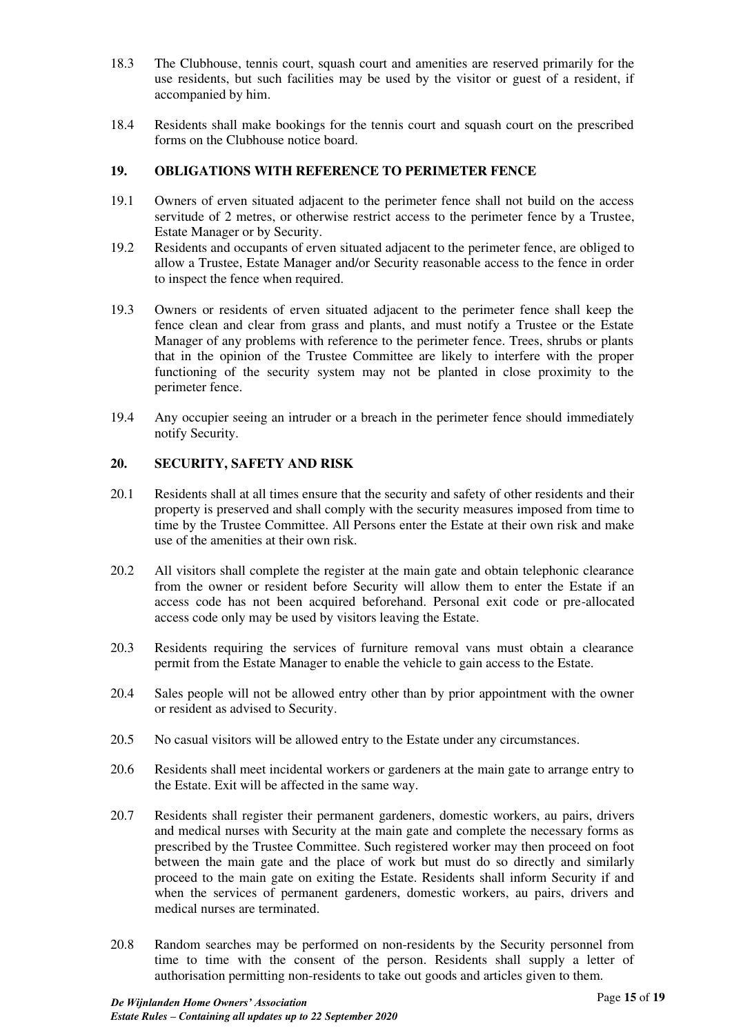18.3 The Clubhouse, tennis court, squash court and amenities are reserved primarily for the use residents, but such facilities may be used by the visitor or guest of a resident, if accompanied by him.

18.4 Residents shall make bookings for the tennis court and squash court on the prescribed forms on the Clubhouse notice board.

## 19. OBLIGATIONS WITH REFERENCE TO PERIMETER FENCE

19.1 Owners of erven situated adjacent to the perimeter fence shall not build on the access servitude of 2 metres, or otherwise restrict access to the perimeter fence by a Trustee, Estate Manager or by Security.

19.2 Residents and occupants of erven situated adjacent to the perimeter fence, are obliged to allow a Trustee, Estate Manager and/or Security reasonable access to the fence in order to inspect the fence when required.

19.3 Owners or residents of erven situated adjacent to the perimeter fence shall keep the fence clean and clear from grass and plants, and must notify a Trustee or the Estate Manager of any problems with reference to the perimeter fence. Trees, shrubs or plants that in the opinion of the Trustee Committee are likely to interfere with the proper functioning of the security system may not be planted in close proximity to the perimeter fence.

19.4 Any occupier seeing an intruder or a breach in the perimeter fence should immediately notify Security.

## 20. SECURITY, SAFETY AND RISK

20.1 Residents shall at all times ensure that the security and safety of other residents and their property is preserved and shall comply with the security measures imposed from time to time by the Trustee Committee. All Persons enter the Estate at their own risk and make use of the amenities at their own risk.

20.2 All visitors shall complete the register at the main gate and obtain telephonic clearance from the owner or resident before Security will allow them to enter the Estate if an access code has not been acquired beforehand. Personal exit code or pre-allocated access code only may be used by visitors leaving the Estate.

20.3 Residents requiring the services of furniture removal vans must obtain a clearance permit from the Estate Manager to enable the vehicle to gain access to the Estate.

20.4 Sales people will not be allowed entry other than by prior appointment with the owner or resident as advised to Security.

20.5 No casual visitors will be allowed entry to the Estate under any circumstances.

20.6 Residents shall meet incidental workers or gardeners at the main gate to arrange entry to the Estate. Exit will be affected in the same way.

20.7 Residents shall register their permanent gardeners, domestic workers, au pairs, drivers and medical nurses with Security at the main gate and complete the necessary forms as prescribed by the Trustee Committee. Such registered worker may then proceed on foot between the main gate and the place of work but must do so directly and similarly proceed to the main gate on exiting the Estate. Residents shall inform Security if and when the services of permanent gardeners, domestic workers, au pairs, drivers and medical nurses are terminated.

20.8 Random searches may be performed on non-residents by the Security personnel from time to time with the consent of the person. Residents shall supply a letter of authorisation permitting non-residents to take out goods and articles given to them.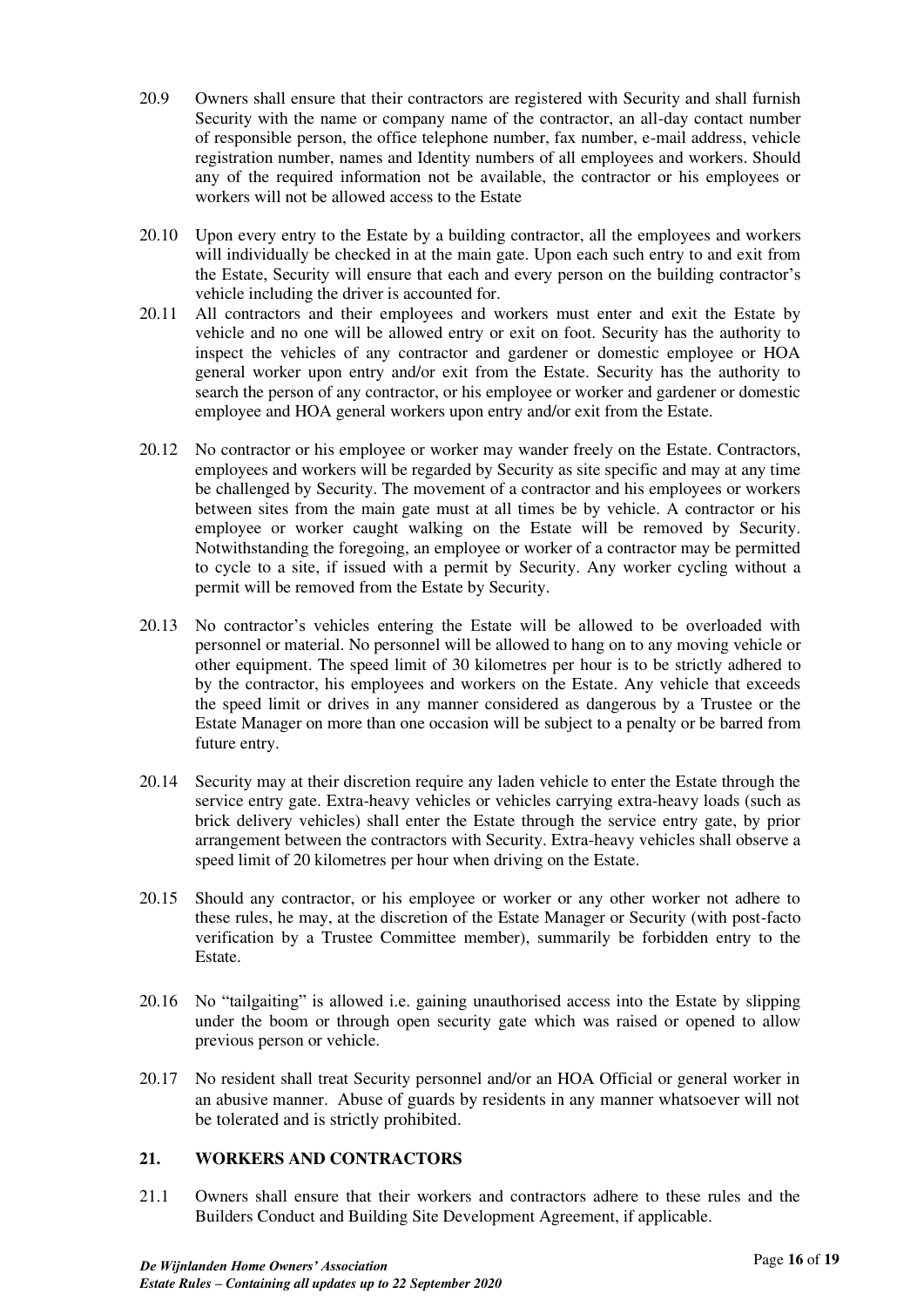20.9 Owners shall ensure that their contractors are registered with Security and shall furnish Security with the name or company name of the contractor, an all-day contact number of responsible person, the office telephone number, fax number, e-mail address, vehicle registration number, names and Identity numbers of all employees and workers. Should any of the required information not be available, the contractor or his employees or workers will not be allowed access to the Estate

20.10 Upon every entry to the Estate by a building contractor, all the employees and workers will individually be checked in at the main gate. Upon each such entry to and exit from the Estate, Security will ensure that each and every person on the building contractor's vehicle including the driver is accounted for.

20.11 All contractors and their employees and workers must enter and exit the Estate by vehicle and no one will be allowed entry or exit on foot. Security has the authority to inspect the vehicles of any contractor and gardener or domestic employee or HOA general worker upon entry and/or exit from the Estate. Security has the authority to search the person of any contractor, or his employee or worker and gardener or domestic employee and HOA general workers upon entry and/or exit from the Estate.

20.12 No contractor or his employee or worker may wander freely on the Estate. Contractors, employees and workers will be regarded by Security as site specific and may at any time be challenged by Security. The movement of a contractor and his employees or workers between sites from the main gate must at all times be by vehicle. A contractor or his employee or worker caught walking on the Estate will be removed by Security. Notwithstanding the foregoing, an employee or worker of a contractor may be permitted to cycle to a site, if issued with a permit by Security. Any worker cycling without a permit will be removed from the Estate by Security.

20.13 No contractor's vehicles entering the Estate will be allowed to be overloaded with personnel or material. No personnel will be allowed to hang on to any moving vehicle or other equipment. The speed limit of 30 kilometres per hour is to be strictly adhered to by the contractor, his employees and workers on the Estate. Any vehicle that exceeds the speed limit or drives in any manner considered as dangerous by a Trustee or the Estate Manager on more than one occasion will be subject to a penalty or be barred from future entry.

20.14 Security may at their discretion require any laden vehicle to enter the Estate through the service entry gate. Extra-heavy vehicles or vehicles carrying extra-heavy loads (such as brick delivery vehicles) shall enter the Estate through the service entry gate, by prior arrangement between the contractors with Security. Extra-heavy vehicles shall observe a speed limit of 20 kilometres per hour when driving on the Estate.

20.15 Should any contractor, or his employee or worker or any other worker not adhere to these rules, he may, at the discretion of the Estate Manager or Security (with post-facto verification by a Trustee Committee member), summarily be forbidden entry to the Estate.

20.16 No "tailgaiting" is allowed i.e. gaining unauthorised access into the Estate by slipping under the boom or through open security gate which was raised or opened to allow previous person or vehicle.

20.17 No resident shall treat Security personnel and/or an HOA Official or general worker in an abusive manner. Abuse of guards by residents in any manner whatsoever will not be tolerated and is strictly prohibited.

## 21. WORKERS AND CONTRACTORS

21.1 Owners shall ensure that their workers and contractors adhere to these rules and the Builders Conduct and Building Site Development Agreement, if applicable.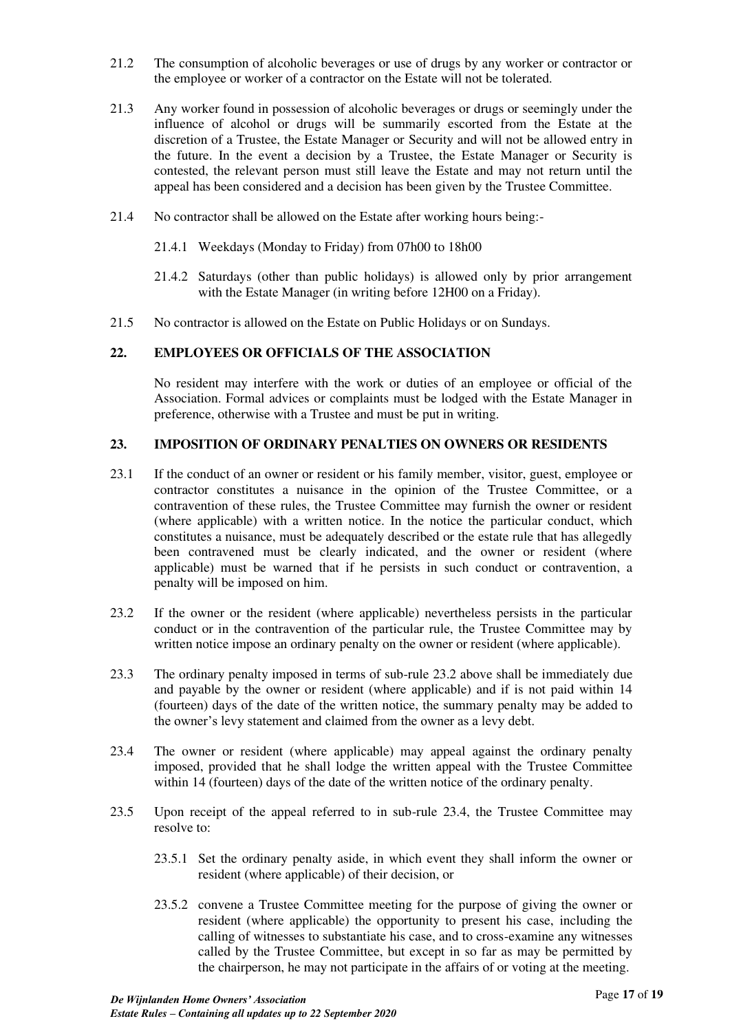21.2 The consumption of alcoholic beverages or use of drugs by any worker or contractor or the employee or worker of a contractor on the Estate will not be tolerated.

21.3 Any worker found in possession of alcoholic beverages or drugs or seemingly under the influence of alcohol or drugs will be summarily escorted from the Estate at the discretion of a Trustee, the Estate Manager or Security and will not be allowed entry in the future. In the event a decision by a Trustee, the Estate Manager or Security is contested, the relevant person must still leave the Estate and may not return until the appeal has been considered and a decision has been given by the Trustee Committee.

21.4 No contractor shall be allowed on the Estate after working hours being:-

21.4.1 Weekdays (Monday to Friday) from 07h00 to 18h00

21.4.2 Saturdays (other than public holidays) is allowed only by prior arrangement with the Estate Manager (in writing before 12H00 on a Friday).

21.5 No contractor is allowed on the Estate on Public Holidays or on Sundays.

## 22. EMPLOYEES OR OFFICIALS OF THE ASSOCIATION

No resident may interfere with the work or duties of an employee or official of the Association. Formal advices or complaints must be lodged with the Estate Manager in preference, otherwise with a Trustee and must be put in writing.

## 23. IMPOSITION OF ORDINARY PENALTIES ON OWNERS OR RESIDENTS

23.1 If the conduct of an owner or resident or his family member, visitor, guest, employee or contractor constitutes a nuisance in the opinion of the Trustee Committee, or a contravention of these rules, the Trustee Committee may furnish the owner or resident (where applicable) with a written notice. In the notice the particular conduct, which constitutes a nuisance, must be adequately described or the estate rule that has allegedly been contravened must be clearly indicated, and the owner or resident (where applicable) must be warned that if he persists in such conduct or contravention, a penalty will be imposed on him.

23.2 If the owner or the resident (where applicable) nevertheless persists in the particular conduct or in the contravention of the particular rule, the Trustee Committee may by written notice impose an ordinary penalty on the owner or resident (where applicable).

23.3 The ordinary penalty imposed in terms of sub-rule 23.2 above shall be immediately due and payable by the owner or resident (where applicable) and if is not paid within 14 (fourteen) days of the date of the written notice, the summary penalty may be added to the owner's levy statement and claimed from the owner as a levy debt.

23.4 The owner or resident (where applicable) may appeal against the ordinary penalty imposed, provided that he shall lodge the written appeal with the Trustee Committee within 14 (fourteen) days of the date of the written notice of the ordinary penalty.

23.5 Upon receipt of the appeal referred to in sub-rule 23.4, the Trustee Committee may resolve to:

23.5.1 Set the ordinary penalty aside, in which event they shall inform the owner or resident (where applicable) of their decision, or

23.5.2 convene a Trustee Committee meeting for the purpose of giving the owner or resident (where applicable) the opportunity to present his case, including the calling of witnesses to substantiate his case, and to cross-examine any witnesses called by the Trustee Committee, but except in so far as may be permitted by the chairperson, he may not participate in the affairs of or voting at the meeting.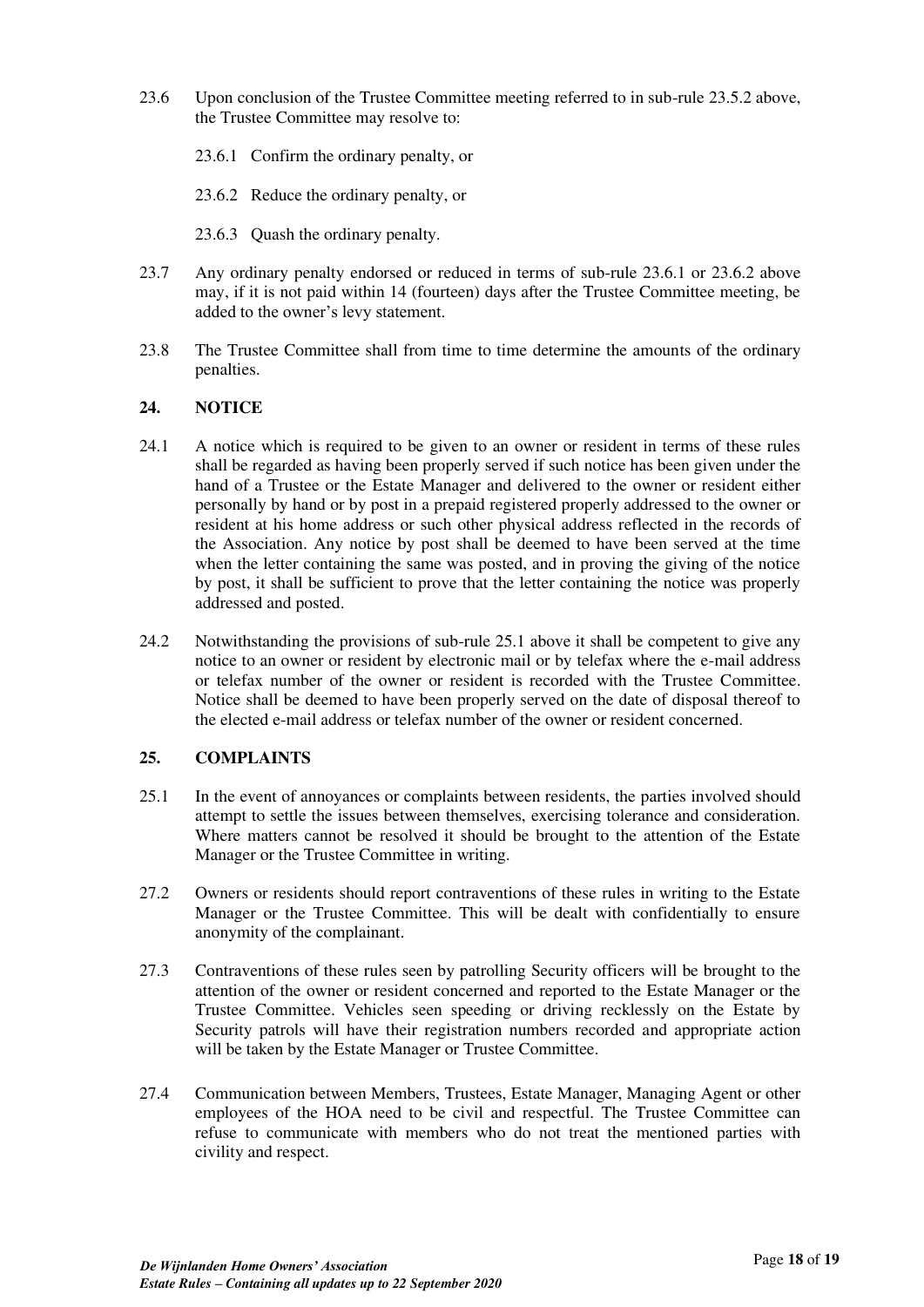23.6 Upon conclusion of the Trustee Committee meeting referred to in sub-rule 23.5.2 above, the Trustee Committee may resolve to:

23.6.1 Confirm the ordinary penalty, or

23.6.2 Reduce the ordinary penalty, or

23.6.3 Quash the ordinary penalty.

23.7 Any ordinary penalty endorsed or reduced in terms of sub-rule 23.6.1 or 23.6.2 above may, if it is not paid within 14 (fourteen) days after the Trustee Committee meeting, be added to the owner's levy statement.

23.8 The Trustee Committee shall from time to time determine the amounts of the ordinary penalties.

## 24. NOTICE

24.1 A notice which is required to be given to an owner or resident in terms of these rules shall be regarded as having been properly served if such notice has been given under the hand of a Trustee or the Estate Manager and delivered to the owner or resident either personally by hand or by post in a prepaid registered properly addressed to the owner or resident at his home address or such other physical address reflected in the records of the Association. Any notice by post shall be deemed to have been served at the time when the letter containing the same was posted, and in proving the giving of the notice by post, it shall be sufficient to prove that the letter containing the notice was properly addressed and posted.

24.2 Notwithstanding the provisions of sub-rule 25.1 above it shall be competent to give any notice to an owner or resident by electronic mail or by telefax where the e-mail address or telefax number of the owner or resident is recorded with the Trustee Committee. Notice shall be deemed to have been properly served on the date of disposal thereof to the elected e-mail address or telefax number of the owner or resident concerned.

## 25. COMPLAINTS

25.1 In the event of annoyances or complaints between residents, the parties involved should attempt to settle the issues between themselves, exercising tolerance and consideration. Where matters cannot be resolved it should be brought to the attention of the Estate Manager or the Trustee Committee in writing.

27.2 Owners or residents should report contraventions of these rules in writing to the Estate Manager or the Trustee Committee. This will be dealt with confidentially to ensure anonymity of the complainant.

27.3 Contraventions of these rules seen by patrolling Security officers will be brought to the attention of the owner or resident concerned and reported to the Estate Manager or the Trustee Committee. Vehicles seen speeding or driving recklessly on the Estate by Security patrols will have their registration numbers recorded and appropriate action will be taken by the Estate Manager or Trustee Committee.

27.4 Communication between Members, Trustees, Estate Manager, Managing Agent or other employees of the HOA need to be civil and respectful. The Trustee Committee can refuse to communicate with members who do not treat the mentioned parties with civility and respect.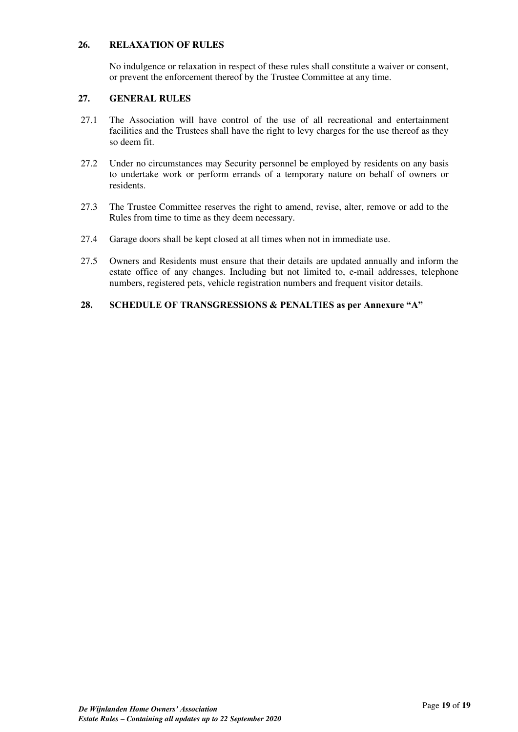## 26. RELAXATION OF RULES

No indulgence or relaxation in respect of these rules shall constitute a waiver or consent, or prevent the enforcement thereof by the Trustee Committee at any time.

## 27. GENERAL RULES

27.1 The Association will have control of the use of all recreational and entertainment facilities and the Trustees shall have the right to levy charges for the use thereof as they so deem fit.

27.2 Under no circumstances may Security personnel be employed by residents on any basis to undertake work or perform errands of a temporary nature on behalf of owners or residents.

27.3 The Trustee Committee reserves the right to amend, revise, alter, remove or add to the Rules from time to time as they deem necessary.

27.4 Garage doors shall be kept closed at all times when not in immediate use.

27.5 Owners and Residents must ensure that their details are updated annually and inform the estate office of any changes. Including but not limited to, e-mail addresses, telephone numbers, registered pets, vehicle registration numbers and frequent visitor details.

## 28. SCHEDULE OF TRANSGRESSIONS & PENALTIES as per Annexure "A"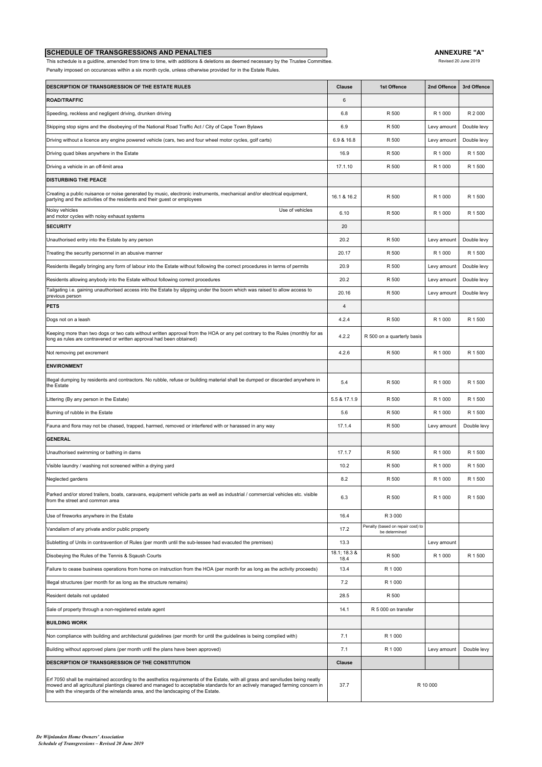**SCHEDULE OF TRANSGRESSIONS AND PENALTIES**

**ANNEXURE "A"**

Revised 20 June 2019

This schedule is a guidline, amended from time to time, with additions & deletions as deemed necessary by the Trustee Committee.

Penalty imposed on occurances within a six month cycle, unless otherwise provided for in the Estate Rules.

| DESCRIPTION OF TRANSGRESSION OF THE ESTATE RULES | Clause | 1st Offence | 2nd Offence | 3rd Offence |
|---|---|---|---|---|
| **ROAD/TRAFFIC** | 6 | | | |
| Speeding, reckless and negligent driving, drunken driving | 6.8 | R 500 | R 1 000 | R 2 000 |
| Skipping stop signs and the disobeying of the National Road Traffic Act / City of Cape Town Bylaws | 6.9 | R 500 | Levy amount | Double levy |
| Driving without a licence any engine powered vehicle (cars, two and four wheel motor cycles, golf carts) | 6.9 & 16.8 | R 500 | Levy amount | Double levy |
| Driving quad bikes anywhere in the Estate | 16.9 | R 500 | R 1 000 | R 1 500 |
| Driving a vehicle in an off-limit area | 17.1.10 | R 500 | R 1 000 | R 1 500 |
| **DISTURBING THE PEACE** | | | | |
| Creating a public nuisance or noise generated by music, electronic instruments, mechanical and/or electrical equipment, partying and the activities of the residents and their guest or employees | 16.1 & 16.2 | R 500 | R 1 000 | R 1 500 |
| Noisy vehicles Use of vehicles and motor cycles with noisy exhaust systems | 6.10 | R 500 | R 1 000 | R 1 500 |
| **SECURITY** | 20 | | | |
| Unauthorised entry into the Estate by any person | 20.2 | R 500 | Levy amount | Double levy |
| Treating the security personnel in an abusive manner | 20.17 | R 500 | R 1 000 | R 1 500 |
| Residents illegally bringing any form of labour into the Estate without following the correct procedures in terms of permits | 20.9 | R 500 | Levy amount | Double levy |
| Residents allowing anybody into the Estate without following correct procedures | 20.2 | R 500 | Levy amount | Double levy |
| Tailgating i.e. gaining unauthorised access into the Estate by slipping under the boom which was raised to allow access to previous person | 20.16 | R 500 | Levy amount | Double levy |
| **PETS** | 4 | | | |
| Dogs not on a leash | 4.2.4 | R 500 | R 1 000 | R 1 500 |
| Keeping more than two dogs or two cats without written approval from the HOA or any pet contrary to the Rules (monthly for as long as rules are contravened or written approval had been obtained) | 4.2.2 | R 500 on a quarterly basis | | |
| Not removing pet excrement | 4.2.6 | R 500 | R 1 000 | R 1 500 |
| **ENVIRONMENT** | | | | |
| Illegal dumping by residents and contractors. No rubble, refuse or building material shall be dumped or discarded anywhere in the Estate | 5.4 | R 500 | R 1 000 | R 1 500 |
| Littering (By any person in the Estate) | 5.5 & 17.1.9 | R 500 | R 1 000 | R 1 500 |
| Burning of rubble in the Estate | 5.6 | R 500 | R 1 000 | R 1 500 |
| Fauna and flora may not be chased, trapped, harmed, removed or interfered with or harassed in any way | 17.1.4 | R 500 | Levy amount | Double levy |
| **GENERAL** | | | | |
| Unauthorised swimming or bathing in dams | 17.1.7 | R 500 | R 1 000 | R 1 500 |
| Visible laundry / washing not screened within a drying yard | 10.2 | R 500 | R 1 000 | R 1 500 |
| Neglected gardens | 8.2 | R 500 | R 1 000 | R 1 500 |
| Parked and/or stored trailers, boats, caravans, equipment vehicle parts as well as industrial / commercial vehicles etc. visible from the street and common area | 6.3 | R 500 | R 1 000 | R 1 500 |
| Use of fireworks anywhere in the Estate | 16.4 | R 3 000 | | |
| Vandalism of any private and/or public property | 17.2 | Penalty (based on repair cost) to be determined | | |
| Subletting of Units in contravention of Rules (per month until the sub-lessee had evacuted the premises) | 13.3 | | Levy amount | |
| Disobeying the Rules of the Tennis & Sqaush Courts | 18.1; 18.3 & 18.4 | R 500 | R 1 000 | R 1 500 |
| Failure to cease business operations from home on instruction from the HOA (per month for as long as the activity proceeds) | 13.4 | R 1 000 | | |
| Illegal structures (per month for as long as the structure remains) | 7.2 | R 1 000 | | |
| Resident details not updated | 28.5 | R 500 | | |
| Sale of property through a non-registered estate agent | 14.1 | R 5 000 on transfer | | |
| **BUILDING WORK** | | | | |
| Non compliance with building and architectural guidelines (per month for until the guidelines is being complied with) | 7.1 | R 1 000 | | |
| Building without approved plans (per month until the plans have been approved) | 7.1 | R 1 000 | Levy amount | Double levy |
| **DESCRIPTION OF TRANSGRESSION OF THE CONSTITUTION** | **Clause** | | | |
| Erf 7050 shall be maintained according to the aesthetics requirements of the Estate, with all grass and servitudes being neatly mowed and all agricultural plantings cleared and managed to acceptable standards for an actively managed farming concern in line with the vineyards of the winelands area, and the landscaping of the Estate. | 37.7 | R 10 000 | | |

*De Wijnlanden Home Owners' Association*
*Schedule of Transgressions – Revised 20 June 2019*